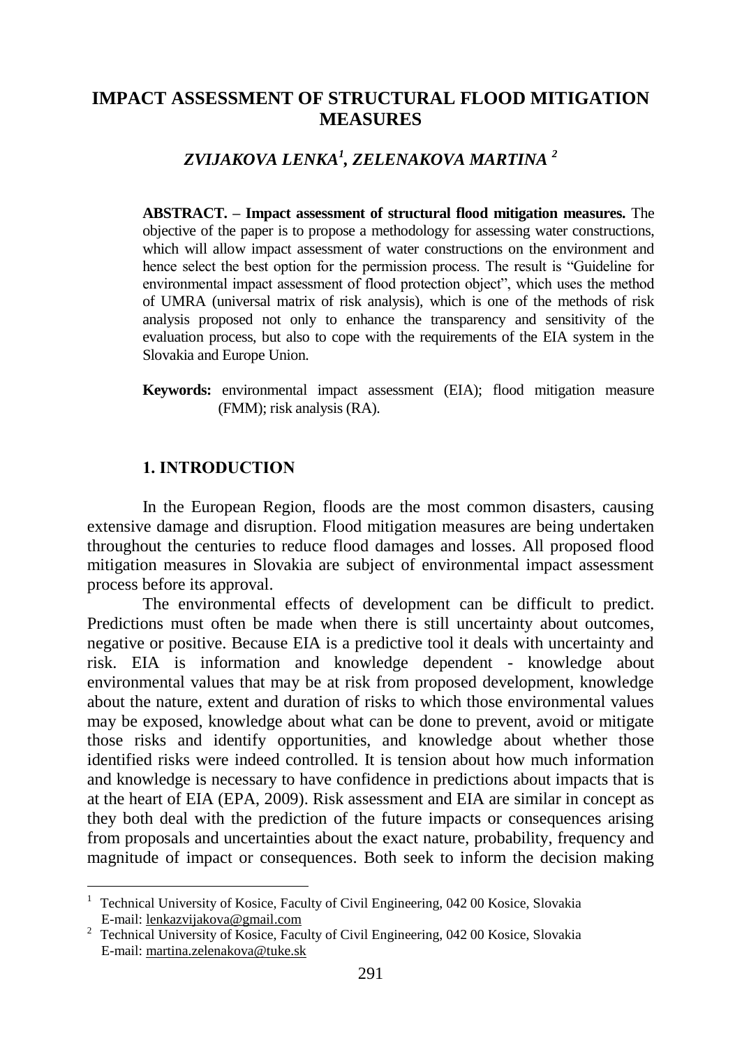# IMPACT ASSESSMENT OF STRUCTURAL FLOOD MITIGATION MEASURES

## *ZVIJAKOVA LENKA[1], ZELENAKOVA MARTINA [2]*

**ABSTRACT. – Impact assessment of structural flood mitigation measures.** The objective of the paper is to propose a methodology for assessing water constructions, which will allow impact assessment of water constructions on the environment and hence select the best option for the permission process. The result is "Guideline for environmental impact assessment of flood protection object", which uses the method of UMRA (universal matrix of risk analysis), which is one of the methods of risk analysis proposed not only to enhance the transparency and sensitivity of the evaluation process, but also to cope with the requirements of the EIA system in the Slovakia and Europe Union.

**Keywords:** environmental impact assessment (EIA); flood mitigation measure (FMM); risk analysis (RA).

## 1. INTRODUCTION

In the European Region, floods are the most common disasters, causing extensive damage and disruption. Flood mitigation measures are being undertaken throughout the centuries to reduce flood damages and losses. All proposed flood mitigation measures in Slovakia are subject of environmental impact assessment process before its approval.

The environmental effects of development can be difficult to predict. Predictions must often be made when there is still uncertainty about outcomes, negative or positive. Because EIA is a predictive tool it deals with uncertainty and risk. EIA is information and knowledge dependent - knowledge about environmental values that may be at risk from proposed development, knowledge about the nature, extent and duration of risks to which those environmental values may be exposed, knowledge about what can be done to prevent, avoid or mitigate those risks and identify opportunities, and knowledge about whether those identified risks were indeed controlled. It is tension about how much information and knowledge is necessary to have confidence in predictions about impacts that is at the heart of EIA (EPA, 2009). Risk assessment and EIA are similar in concept as they both deal with the prediction of the future impacts or consequences arising from proposals and uncertainties about the exact nature, probability, frequency and magnitude of impact or consequences. Both seek to inform the decision making

---

[1] Technical University of Kosice, Faculty of Civil Engineering, 042 00 Kosice, Slovakia
E-mail: lenkazvijakova@gmail.com

[2] Technical University of Kosice, Faculty of Civil Engineering, 042 00 Kosice, Slovakia
E-mail: martina.zelenakova@tuke.sk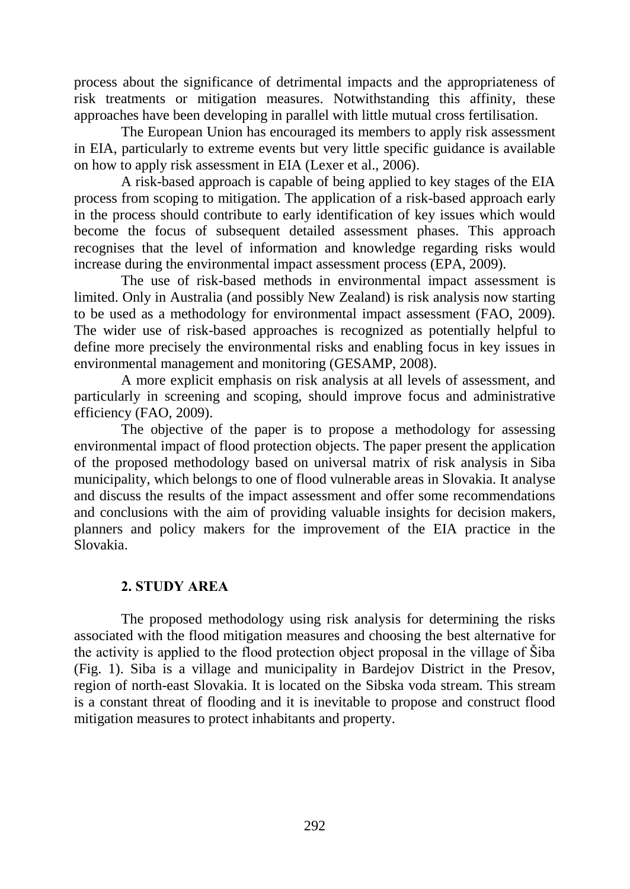process about the significance of detrimental impacts and the appropriateness of risk treatments or mitigation measures. Notwithstanding this affinity, these approaches have been developing in parallel with little mutual cross fertilisation.

The European Union has encouraged its members to apply risk assessment in EIA, particularly to extreme events but very little specific guidance is available on how to apply risk assessment in EIA (Lexer et al., 2006).

A risk-based approach is capable of being applied to key stages of the EIA process from scoping to mitigation. The application of a risk-based approach early in the process should contribute to early identification of key issues which would become the focus of subsequent detailed assessment phases. This approach recognises that the level of information and knowledge regarding risks would increase during the environmental impact assessment process (EPA, 2009).

The use of risk-based methods in environmental impact assessment is limited. Only in Australia (and possibly New Zealand) is risk analysis now starting to be used as a methodology for environmental impact assessment (FAO, 2009). The wider use of risk-based approaches is recognized as potentially helpful to define more precisely the environmental risks and enabling focus in key issues in environmental management and monitoring (GESAMP, 2008).

A more explicit emphasis on risk analysis at all levels of assessment, and particularly in screening and scoping, should improve focus and administrative efficiency (FAO, 2009).

The objective of the paper is to propose a methodology for assessing environmental impact of flood protection objects. The paper present the application of the proposed methodology based on universal matrix of risk analysis in Siba municipality, which belongs to one of flood vulnerable areas in Slovakia. It analyse and discuss the results of the impact assessment and offer some recommendations and conclusions with the aim of providing valuable insights for decision makers, planners and policy makers for the improvement of the EIA practice in the Slovakia.

## 2. STUDY AREA

The proposed methodology using risk analysis for determining the risks associated with the flood mitigation measures and choosing the best alternative for the activity is applied to the flood protection object proposal in the village of Šiba (Fig. 1). Siba is a village and municipality in Bardejov District in the Presov, region of north-east Slovakia. It is located on the Sibska voda stream. This stream is a constant threat of flooding and it is inevitable to propose and construct flood mitigation measures to protect inhabitants and property.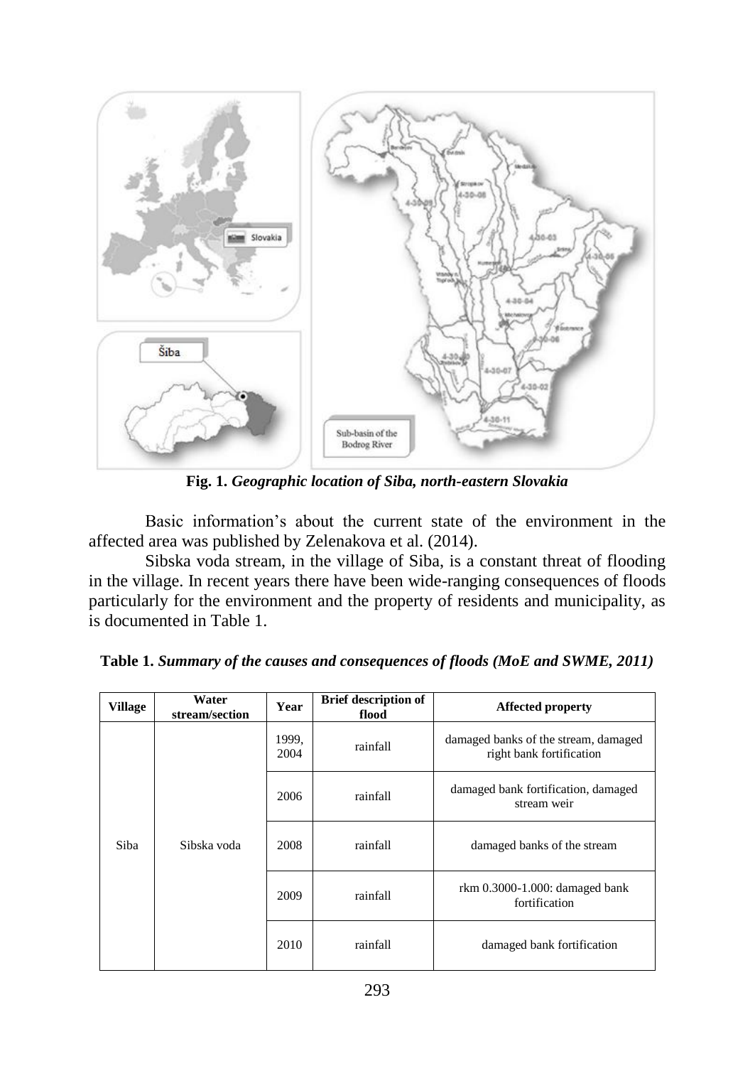**Fig. 1.** ***Geographic location of Siba, north-eastern Slovakia***

Basic information's about the current state of the environment in the affected area was published by Zelenakova et al. (2014).

Sibska voda stream, in the village of Siba, is a constant threat of flooding in the village. In recent years there have been wide-ranging consequences of floods particularly for the environment and the property of residents and municipality, as is documented in Table 1.

**Table 1.** ***Summary of the causes and consequences of floods (MoE and SWME, 2011)***

| Village | Water stream/section | Year | Brief description of flood | Affected property |
|---|---|---|---|---|
| Siba | Sibska voda | 1999, 2004 | rainfall | damaged banks of the stream, damaged right bank fortification |
| | | 2006 | rainfall | damaged bank fortification, damaged stream weir |
| | | 2008 | rainfall | damaged banks of the stream |
| | | 2009 | rainfall | rkm 0.3000-1.000: damaged bank fortification |
| | | 2010 | rainfall | damaged bank fortification |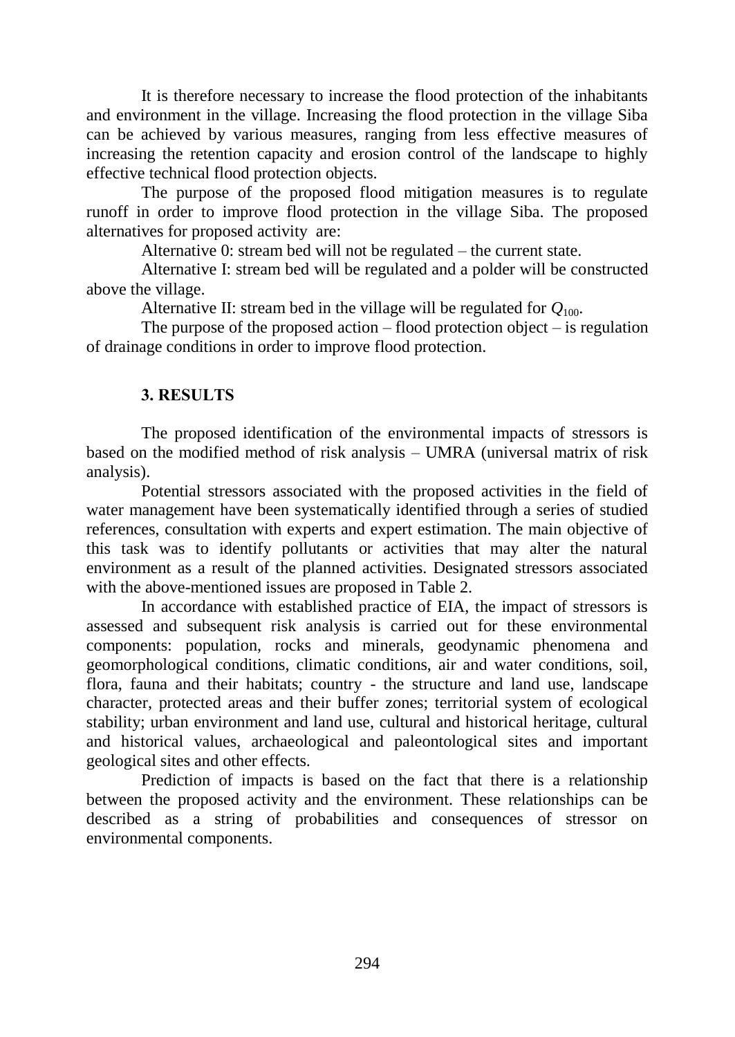It is therefore necessary to increase the flood protection of the inhabitants and environment in the village. Increasing the flood protection in the village Siba can be achieved by various measures, ranging from less effective measures of increasing the retention capacity and erosion control of the landscape to highly effective technical flood protection objects.

The purpose of the proposed flood mitigation measures is to regulate runoff in order to improve flood protection in the village Siba. The proposed alternatives for proposed activity are:

Alternative 0: stream bed will not be regulated – the current state.

Alternative I: stream bed will be regulated and a polder will be constructed above the village.

Alternative II: stream bed in the village will be regulated for $Q_{100}$.

The purpose of the proposed action – flood protection object – is regulation of drainage conditions in order to improve flood protection.

## 3. RESULTS

The proposed identification of the environmental impacts of stressors is based on the modified method of risk analysis – UMRA (universal matrix of risk analysis).

Potential stressors associated with the proposed activities in the field of water management have been systematically identified through a series of studied references, consultation with experts and expert estimation. The main objective of this task was to identify pollutants or activities that may alter the natural environment as a result of the planned activities. Designated stressors associated with the above-mentioned issues are proposed in Table 2.

In accordance with established practice of EIA, the impact of stressors is assessed and subsequent risk analysis is carried out for these environmental components: population, rocks and minerals, geodynamic phenomena and geomorphological conditions, climatic conditions, air and water conditions, soil, flora, fauna and their habitats; country - the structure and land use, landscape character, protected areas and their buffer zones; territorial system of ecological stability; urban environment and land use, cultural and historical heritage, cultural and historical values, archaeological and paleontological sites and important geological sites and other effects.

Prediction of impacts is based on the fact that there is a relationship between the proposed activity and the environment. These relationships can be described as a string of probabilities and consequences of stressor on environmental components.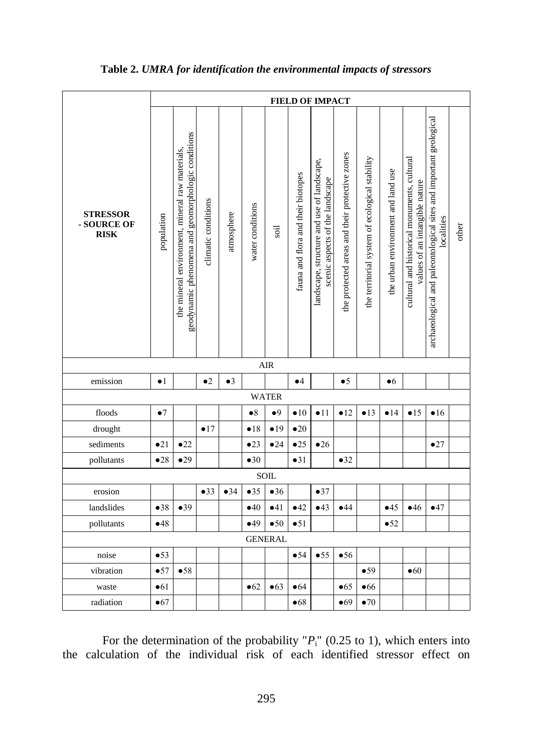**Table 2.** ***UMRA for identification the environmental impacts of stressors***

| STRESSOR - SOURCE OF RISK | FIELD OF IMPACT | | | | | | | | | | | | | |
|---|---|---|---|---|---|---|---|---|---|---|---|---|---|---|
| | population | the mineral environment, mineral raw materials, geodynamic phenomena and geomorphologic conditions | climatic conditions | atmosphere | water conditions | soil | fauna and flora and their biotopes | landscape, structure and use of landscape, scenic aspects of the landscape | the protected areas and their protective zones | the territorial system of ecological stability | the urban environment and land use | cultural and historical monuments, cultural values of an intangible nature | archaeological and paleontological sites and important geological localities | other |
| AIR | | | | | | | | | | | | | | |
| emission | ●1 | | ●2 | ●3 | | | ●4 | | ●5 | | ●6 | | | |
| WATER | | | | | | | | | | | | | | |
| floods | ●7 | | | | ●8 | ●9 | ●10 | ●11 | ●12 | ●13 | ●14 | ●15 | ●16 | |
| drought | | | ●17 | | ●18 | ●19 | ●20 | | | | | | | |
| sediments | ●21 | ●22 | | | ●23 | ●24 | ●25 | ●26 | | | | | ●27 | |
| pollutants | ●28 | ●29 | | | ●30 | | ●31 | | ●32 | | | | | |
| SOIL | | | | | | | | | | | | | | |
| erosion | | | ●33 | ●34 | ●35 | ●36 | | ●37 | | | | | | |
| landslides | ●38 | ●39 | | | ●40 | ●41 | ●42 | ●43 | ●44 | | ●45 | ●46 | ●47 | |
| pollutants | ●48 | | | | ●49 | ●50 | ●51 | | | | ●52 | | | |
| GENERAL | | | | | | | | | | | | | | |
| noise | ●53 | | | | | | ●54 | ●55 | ●56 | | | | | |
| vibration | ●57 | ●58 | | | | | | | | ●59 | | ●60 | | |
| waste | ●61 | | | | ●62 | ●63 | ●64 | | ●65 | ●66 | | | | |
| radiation | ●67 | | | | | | ●68 | | ●69 | ●70 | | | | |

For the determination of the probability "$P_i$" (0.25 to 1), which enters into the calculation of the individual risk of each identified stressor effect on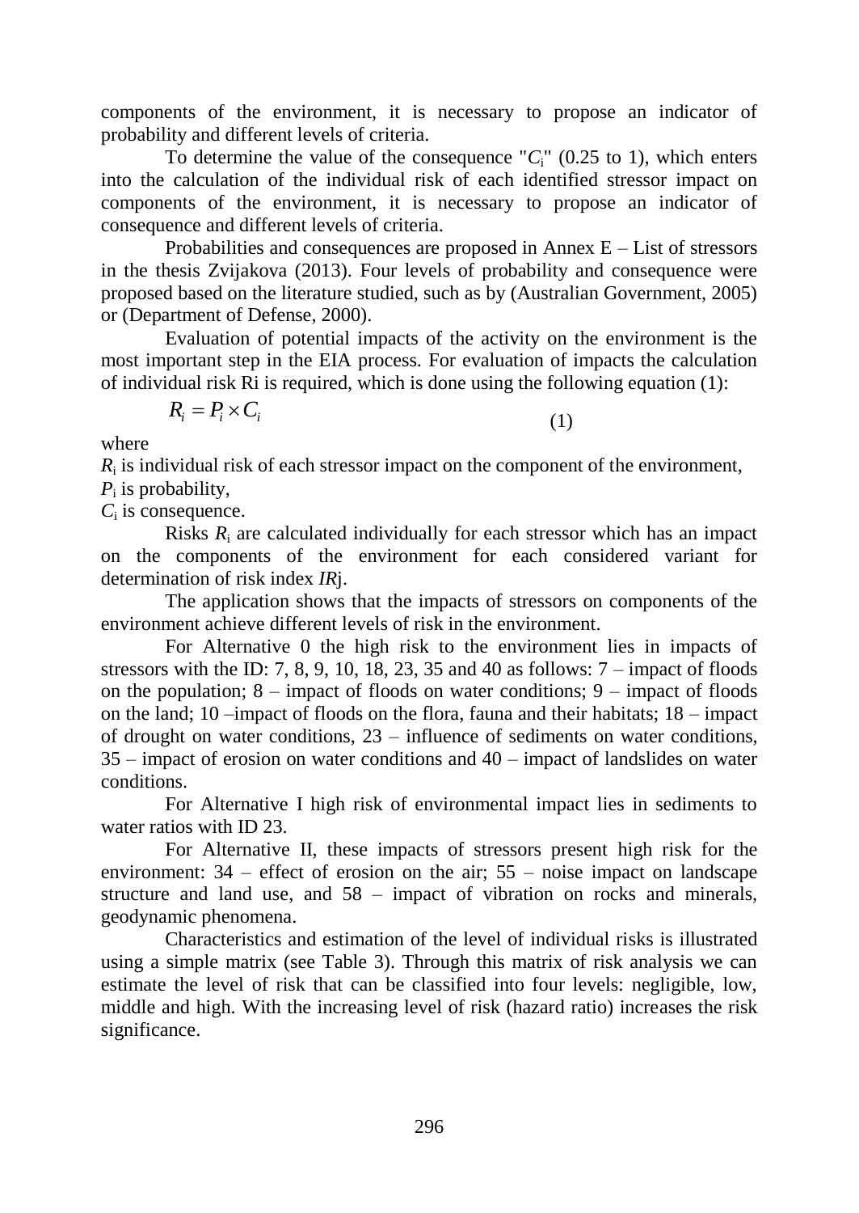components of the environment, it is necessary to propose an indicator of probability and different levels of criteria.

To determine the value of the consequence "$C_i$" (0.25 to 1), which enters into the calculation of the individual risk of each identified stressor impact on components of the environment, it is necessary to propose an indicator of consequence and different levels of criteria.

Probabilities and consequences are proposed in Annex E – List of stressors in the thesis Zvijakova (2013). Four levels of probability and consequence were proposed based on the literature studied, such as by (Australian Government, 2005) or (Department of Defense, 2000).

Evaluation of potential impacts of the activity on the environment is the most important step in the EIA process. For evaluation of impacts the calculation of individual risk Ri is required, which is done using the following equation (1):

$$R_i = P_i \times C_i \tag{1}$$

where

$R_i$ is individual risk of each stressor impact on the component of the environment,
$P_i$ is probability,
$C_i$ is consequence.

Risks $R_i$ are calculated individually for each stressor which has an impact on the components of the environment for each considered variant for determination of risk index *IR*j.

The application shows that the impacts of stressors on components of the environment achieve different levels of risk in the environment.

For Alternative 0 the high risk to the environment lies in impacts of stressors with the ID: 7, 8, 9, 10, 18, 23, 35 and 40 as follows: 7 – impact of floods on the population; 8 – impact of floods on water conditions; 9 – impact of floods on the land; 10 –impact of floods on the flora, fauna and their habitats; 18 – impact of drought on water conditions, 23 – influence of sediments on water conditions, 35 – impact of erosion on water conditions and 40 – impact of landslides on water conditions.

For Alternative I high risk of environmental impact lies in sediments to water ratios with ID 23.

For Alternative II, these impacts of stressors present high risk for the environment: 34 – effect of erosion on the air; 55 – noise impact on landscape structure and land use, and 58 – impact of vibration on rocks and minerals, geodynamic phenomena.

Characteristics and estimation of the level of individual risks is illustrated using a simple matrix (see Table 3). Through this matrix of risk analysis we can estimate the level of risk that can be classified into four levels: negligible, low, middle and high. With the increasing level of risk (hazard ratio) increases the risk significance.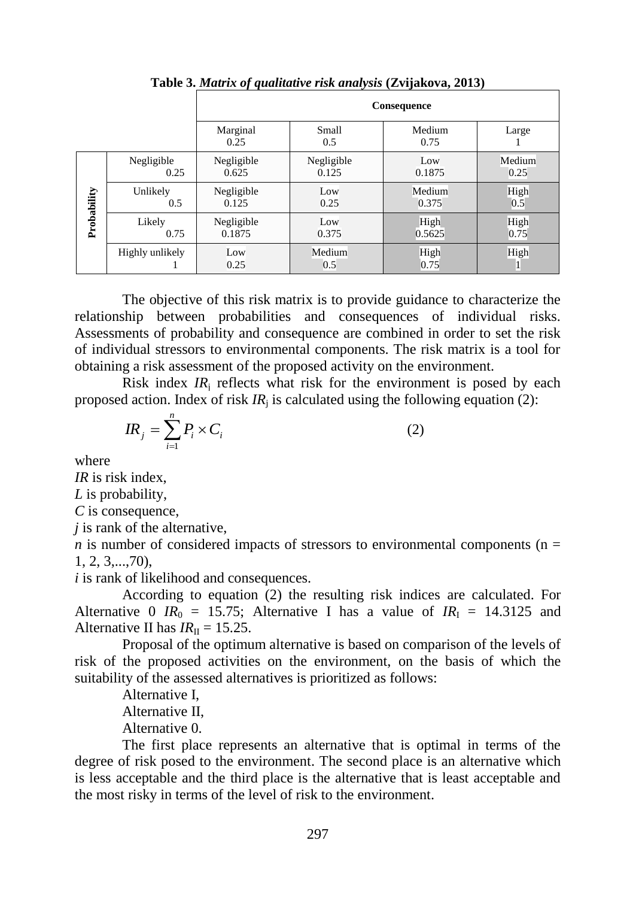**Table 3.** ***Matrix of qualitative risk analysis*** **(Zvijakova, 2013)**

| | | **Consequence** | | | |
|---|---|---|---|---|---|
| | | Marginal 0.25 | Small 0.5 | Medium 0.75 | Large 1 |
| **Probability** | Negligible 0.25 | Negligible 0.625 | Negligible 0.125 | Low 0.1875 | Medium 0.25 |
| | Unlikely 0.5 | Negligible 0.125 | Low 0.25 | Medium 0.375 | High 0.5 |
| | Likely 0.75 | Negligible 0.1875 | Low 0.375 | High 0.5625 | High 0.75 |
| | Highly unlikely 1 | Low 0.25 | Medium 0.5 | High 0.75 | High 1 |

The objective of this risk matrix is to provide guidance to characterize the relationship between probabilities and consequences of individual risks. Assessments of probability and consequence are combined in order to set the risk of individual stressors to environmental components. The risk matrix is a tool for obtaining a risk assessment of the proposed activity on the environment.

Risk index $IR_i$ reflects what risk for the environment is posed by each proposed action. Index of risk $IR_j$ is calculated using the following equation (2):

$$IR_j = \sum_{i=1}^{n} P_i \times C_i \qquad (2)$$

where

$IR$ is risk index,

$L$ is probability,

$C$ is consequence,

$j$ is rank of the alternative,

$n$ is number of considered impacts of stressors to environmental components ($n = 1, 2, 3,...,70$),

$i$ is rank of likelihood and consequences.

According to equation (2) the resulting risk indices are calculated. For Alternative 0 $IR_0 = 15.75$; Alternative I has a value of $IR_I = 14.3125$ and Alternative II has $IR_{II} = 15.25$.

Proposal of the optimum alternative is based on comparison of the levels of risk of the proposed activities on the environment, on the basis of which the suitability of the assessed alternatives is prioritized as follows:

Alternative I,

Alternative II,

Alternative 0.

The first place represents an alternative that is optimal in terms of the degree of risk posed to the environment. The second place is an alternative which is less acceptable and the third place is the alternative that is least acceptable and the most risky in terms of the level of risk to the environment.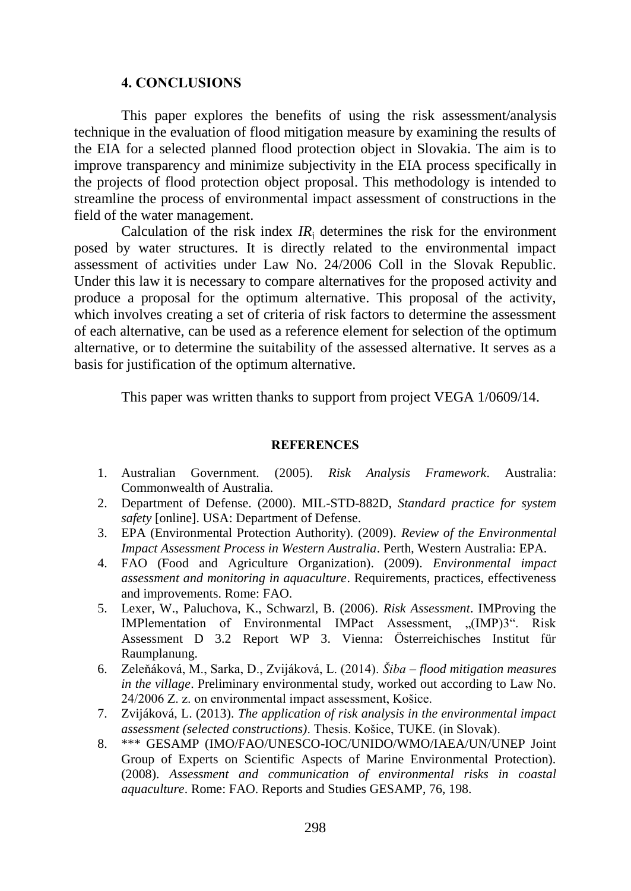## 4. CONCLUSIONS

This paper explores the benefits of using the risk assessment/analysis technique in the evaluation of flood mitigation measure by examining the results of the EIA for a selected planned flood protection object in Slovakia. The aim is to improve transparency and minimize subjectivity in the EIA process specifically in the projects of flood protection object proposal. This methodology is intended to streamline the process of environmental impact assessment of constructions in the field of the water management.

Calculation of the risk index $IR_i$ determines the risk for the environment posed by water structures. It is directly related to the environmental impact assessment of activities under Law No. 24/2006 Coll in the Slovak Republic. Under this law it is necessary to compare alternatives for the proposed activity and produce a proposal for the optimum alternative. This proposal of the activity, which involves creating a set of criteria of risk factors to determine the assessment of each alternative, can be used as a reference element for selection of the optimum alternative, or to determine the suitability of the assessed alternative. It serves as a basis for justification of the optimum alternative.

This paper was written thanks to support from project VEGA 1/0609/14.

### REFERENCES

1. Australian Government. (2005). *Risk Analysis Framework*. Australia: Commonwealth of Australia.
2. Department of Defense. (2000). MIL-STD-882D, *Standard practice for system safety* [online]. USA: Department of Defense.
3. EPA (Environmental Protection Authority). (2009). *Review of the Environmental Impact Assessment Process in Western Australia*. Perth, Western Australia: EPA.
4. FAO (Food and Agriculture Organization). (2009). *Environmental impact assessment and monitoring in aquaculture*. Requirements, practices, effectiveness and improvements. Rome: FAO.
5. Lexer, W., Paluchova, K., Schwarzl, B. (2006). *Risk Assessment*. IMProving the IMPlementation of Environmental IMPact Assessment, „(IMP)3“. Risk Assessment D 3.2 Report WP 3. Vienna: Österreichisches Institut für Raumplanung.
6. Zeleňáková, M., Sarka, D., Zvijáková, L. (2014). *Šiba – flood mitigation measures in the village*. Preliminary environmental study, worked out according to Law No. 24/2006 Z. z. on environmental impact assessment, Košice.
7. Zvijáková, L. (2013). *The application of risk analysis in the environmental impact assessment (selected constructions)*. Thesis. Košice, TUKE. (in Slovak).
8. *** GESAMP (IMO/FAO/UNESCO-IOC/UNIDO/WMO/IAEA/UN/UNEP Joint Group of Experts on Scientific Aspects of Marine Environmental Protection). (2008). *Assessment and communication of environmental risks in coastal aquaculture*. Rome: FAO. Reports and Studies GESAMP, 76, 198.